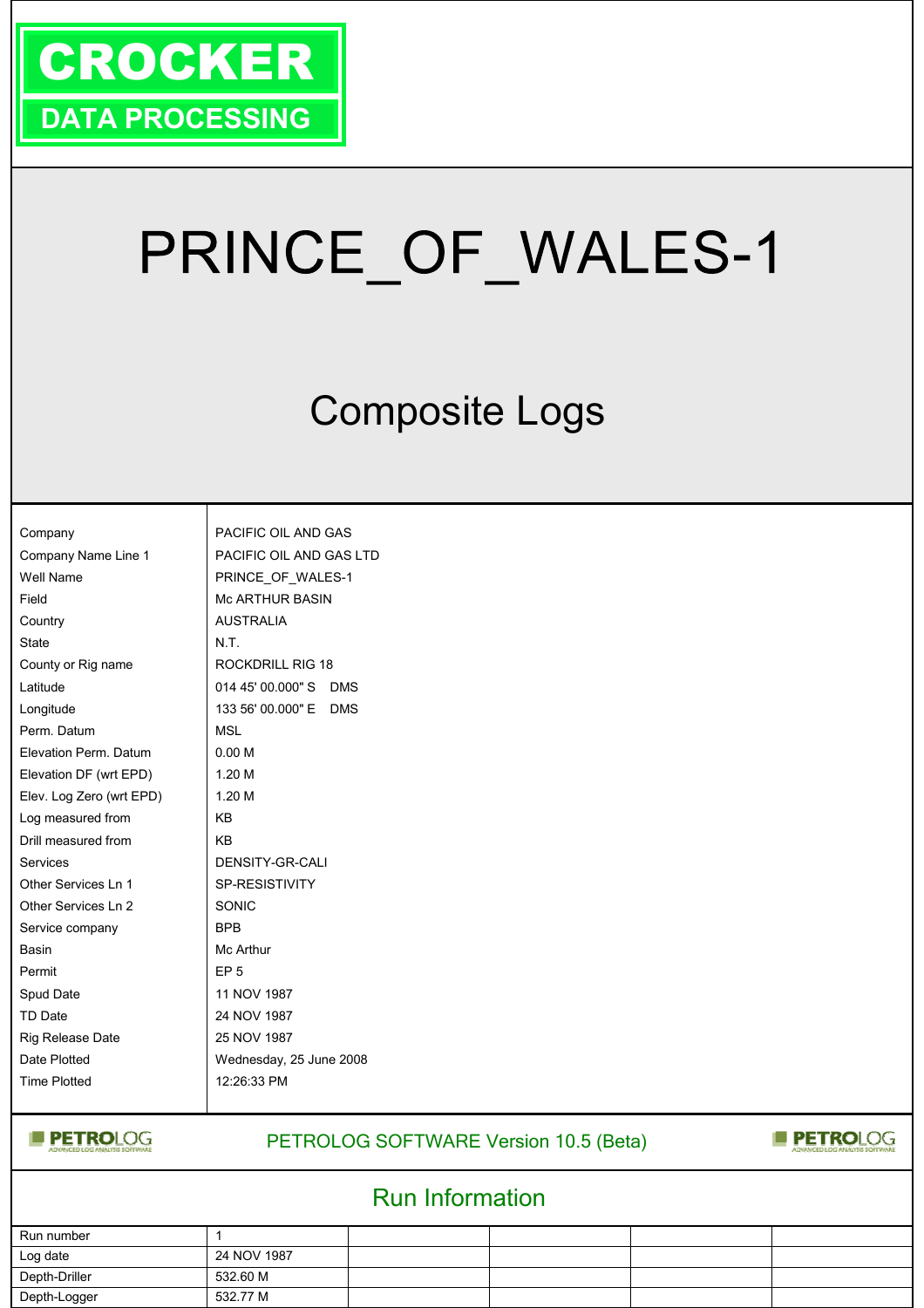**CROCKER**
**DATA PROCESSING**

# PRINCE_OF_WALES-1

## Composite Logs

| | |
|---|---|
| Company | PACIFIC OIL AND GAS |
| Company Name Line 1 | PACIFIC OIL AND GAS LTD |
| Well Name | PRINCE_OF_WALES-1 |
| Field | Mc ARTHUR BASIN |
| Country | AUSTRALIA |
| State | N.T. |
| County or Rig name | ROCKDRILL RIG 18 |
| Latitude | 014 45' 00.000" S DMS |
| Longitude | 133 56' 00.000" E DMS |
| Perm. Datum | MSL |
| Elevation Perm. Datum | 0.00 M |
| Elevation DF (wrt EPD) | 1.20 M |
| Elev. Log Zero (wrt EPD) | 1.20 M |
| Log measured from | KB |
| Drill measured from | KB |
| Services | DENSITY-GR-CALI |
| Other Services Ln 1 | SP-RESISTIVITY |
| Other Services Ln 2 | SONIC |
| Service company | BPB |
| Basin | Mc Arthur |
| Permit | EP 5 |
| Spud Date | 11 NOV 1987 |
| TD Date | 24 NOV 1987 |
| Rig Release Date | 25 NOV 1987 |
| Date Plotted | Wednesday, 25 June 2008 |
| Time Plotted | 12:26:33 PM |

PETROLOG SOFTWARE Version 10.5 (Beta)

## Run Information

| | | | | | |
|---|---|---|---|---|---|
| Run number | 1 | | | | |
| Log date | 24 NOV 1987 | | | | |
| Depth-Driller | 532.60 M | | | | |
| Depth-Logger | 532.77 M | | | | |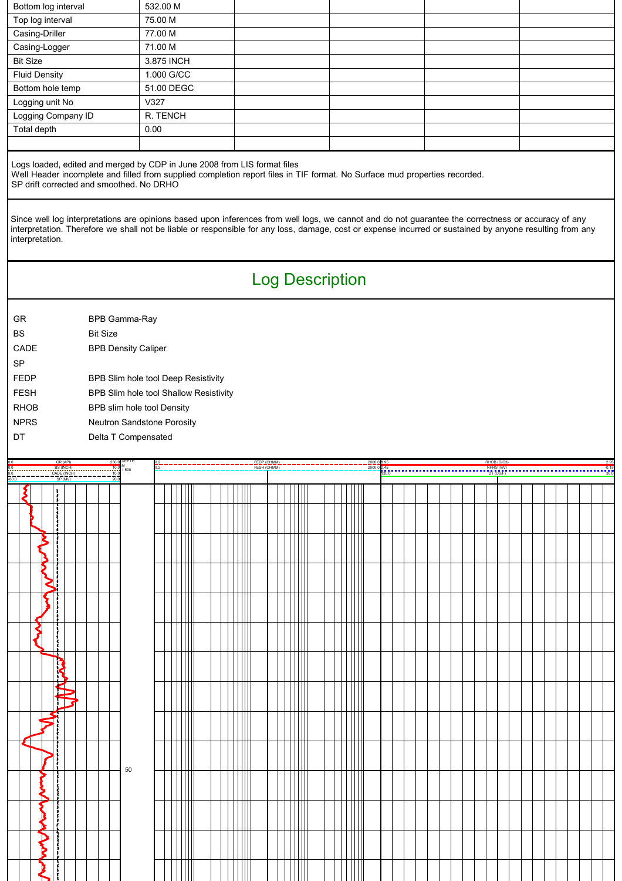| Bottom log interval | 532.00 M | | | | |
|---|---|---|---|---|---|
| Top log interval | 75.00 M | | | | |
| Casing-Driller | 77.00 M | | | | |
| Casing-Logger | 71.00 M | | | | |
| Bit Size | 3.875 INCH | | | | |
| Fluid Density | 1.000 G/CC | | | | |
| Bottom hole temp | 51.00 DEGC | | | | |
| Logging unit No | V327 | | | | |
| Logging Company ID | R. TENCH | | | | |
| Total depth | 0.00 | | | | |
| | | | | | |

Logs loaded, edited and merged by CDP in June 2008 from LIS format files
Well Header incomplete and filled from supplied completion report files in TIF format. No Surface mud properties recorded.
SP drift corrected and smoothed. No DRHO

Since well log interpretations are opinions based upon inferences from well logs, we cannot and do not guarantee the correctness or accuracy of any interpretation. Therefore we shall not be liable or responsible for any loss, damage, cost or expense incurred or sustained by anyone resulting from any interpretation.

# Log Description

| | |
|---|---|
| GR | BPB Gamma-Ray |
| BS | Bit Size |
| CADE | BPB Density Caliper |
| SP | |
| FEDP | BPB Slim hole tool Deep Resistivity |
| FESH | BPB Slim hole tool Shallow Resistivity |
| RHOB | BPB slim hole tool Density |
| NPRS | Neutron Sandstone Porosity |
| DT | Delta T Compensated |

| Track 1 | Depth | Track 2 | Track 3 |
|---|---|---|---|
| 0.0 GR (API) 250.0<br>0.0 BS (INCH) 10.0<br>0.0 CADE (INCH) 10.0<br>-80.0 SP (MV) 20.0 | DEPTH<br>M<br>1:500 | 0.2 FEDP (OHMM) 2000.0<br>0.2 FESH (OHMM) 2000.0 | 1.95 RHOB (G/C3) 2.95<br>0.45 NPRS (V/V) -0.15<br>150.0 DT (US/F) 30.0 |

50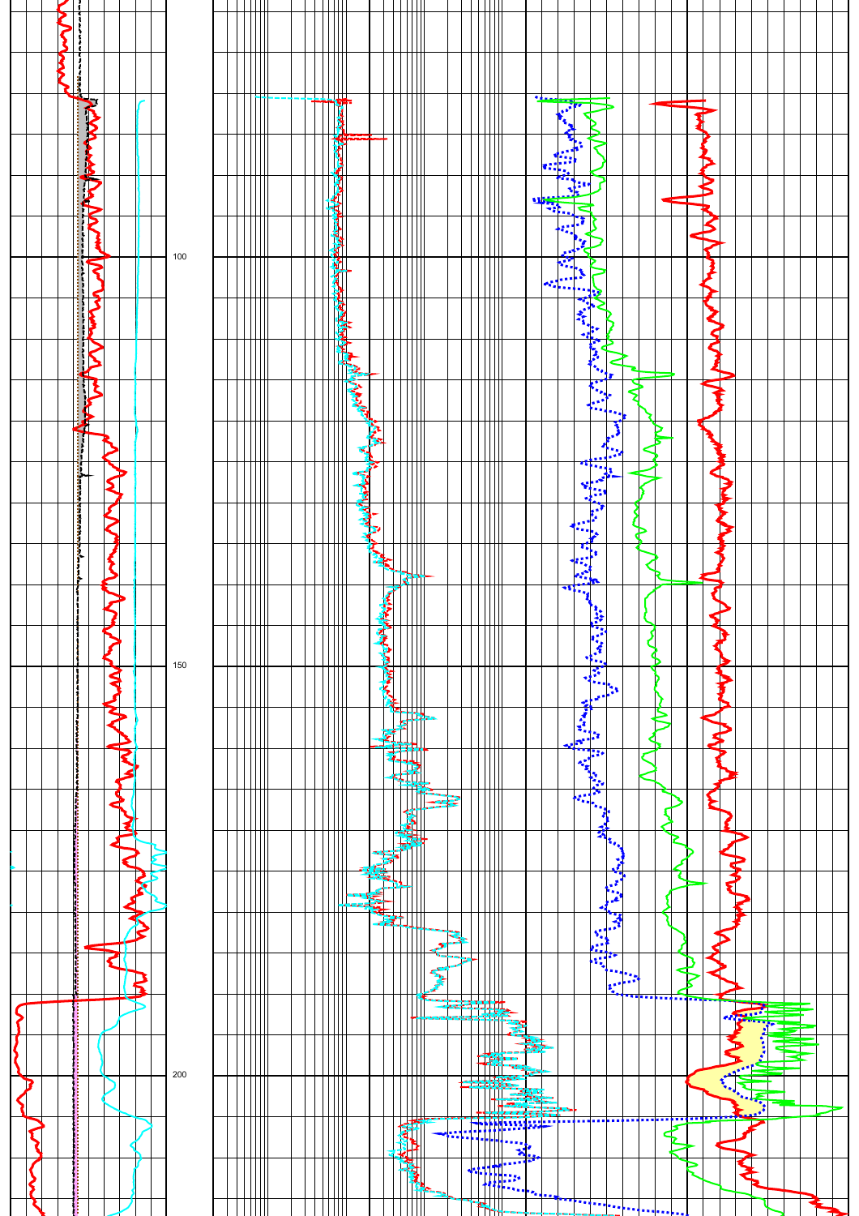100

150

200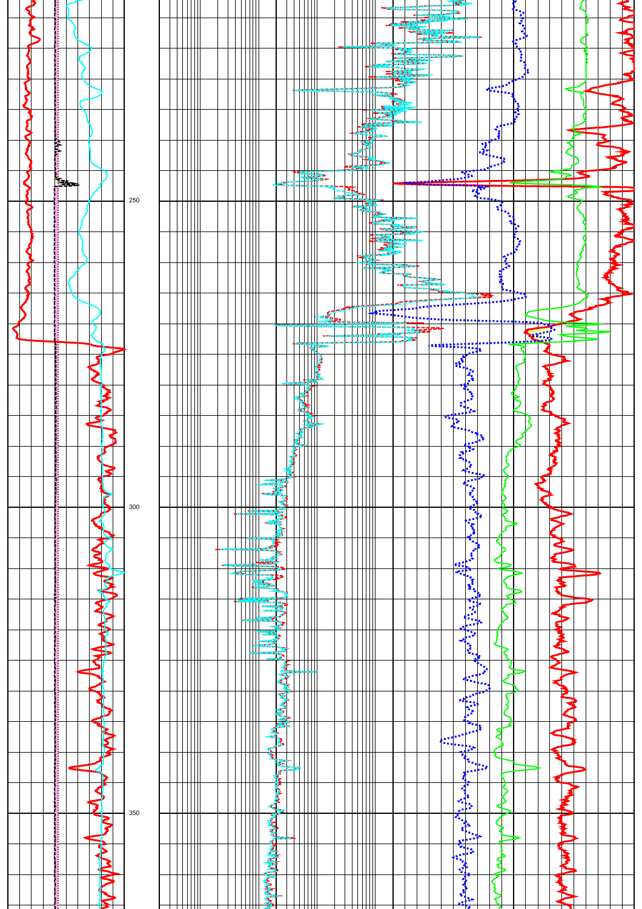250

300

350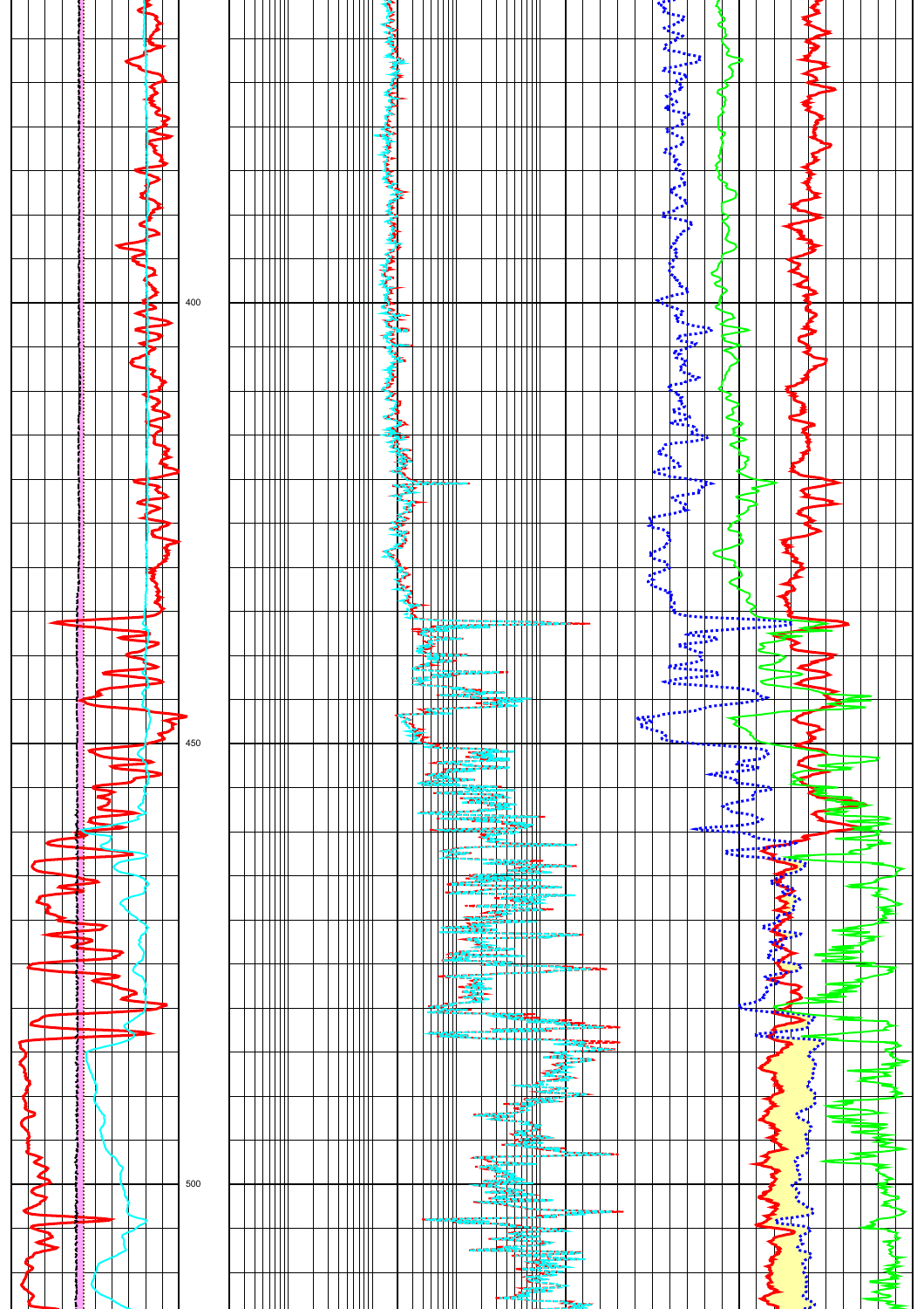400

450

500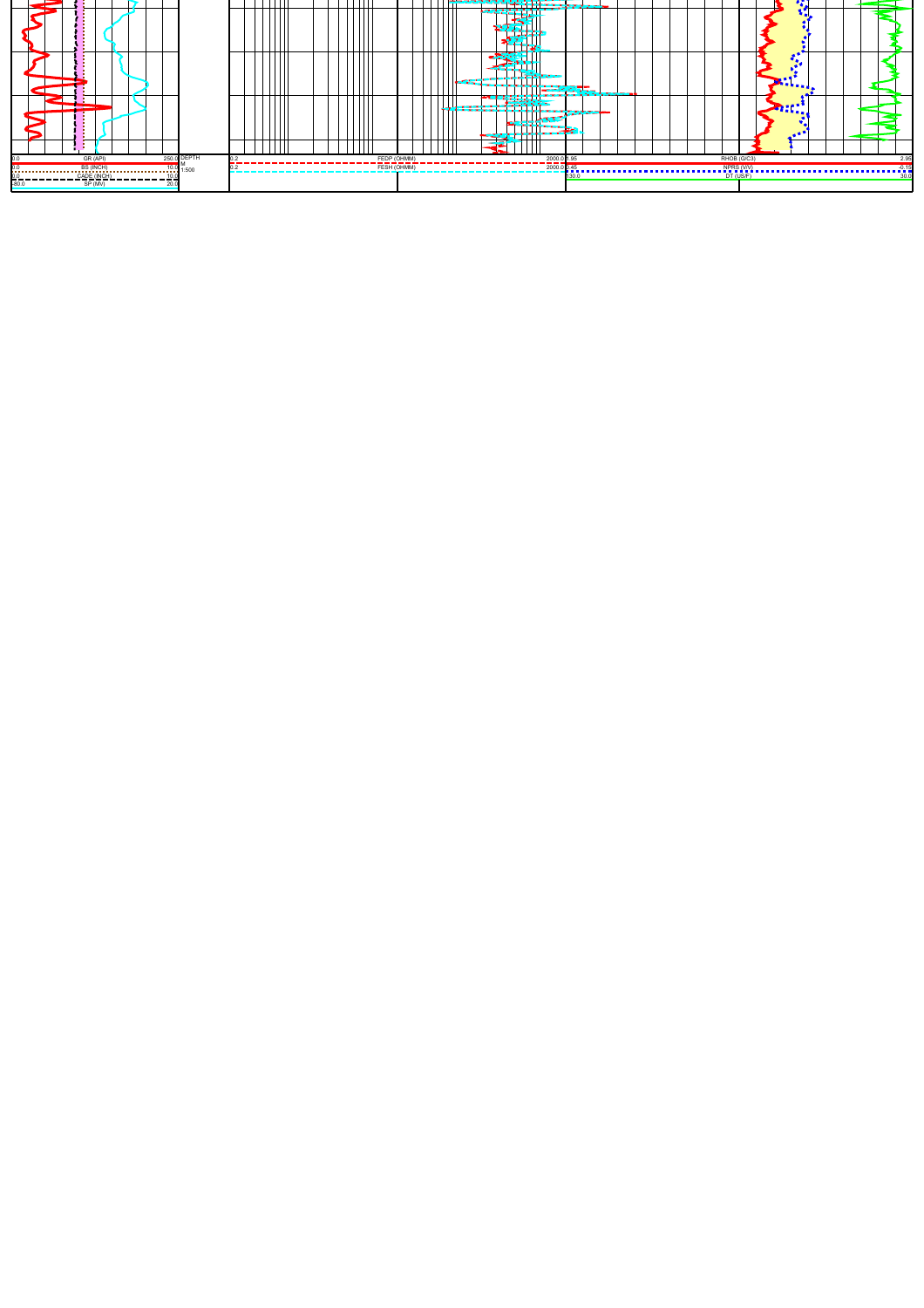0.0 GR (API) 250.0
0.0 BS (INCH) 10.0
0.0 CADE (INCH) 10.0
-80.0 SP (MV) 20.0

DEPTH
M
1:500

0.2 FEDP (OHMM) 2000.0
0.2 FESH (OHMM) 2000.0

1.95 RHOB (G/C3) 2.95
0.45 NPRS (V/V) -0.15
130.0 DT (US/F) 30.0